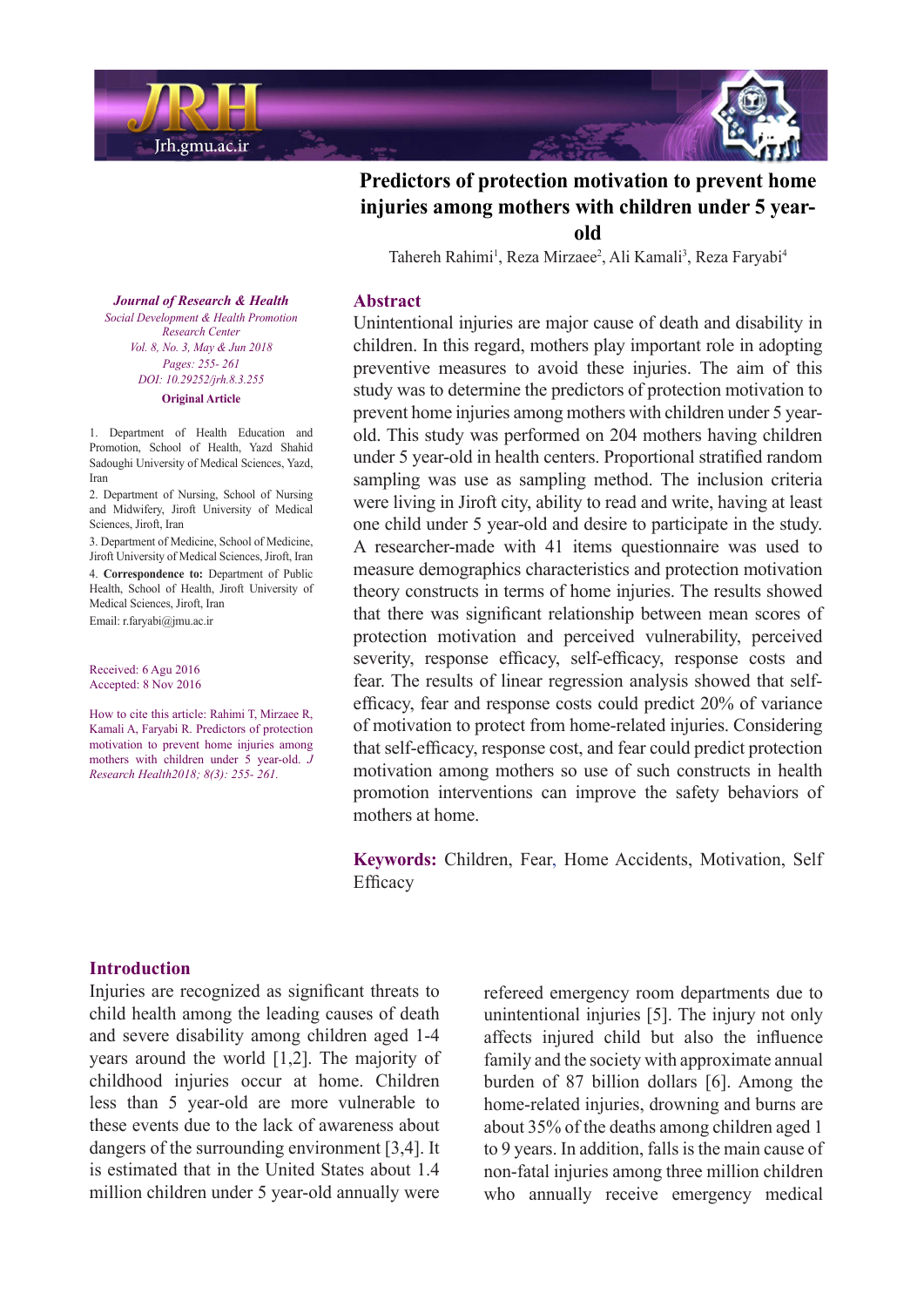# Predictors of protection motivation to prevent home injuries among mothers with children under 5 year-old

Tahereh Rahimi[1], Reza Mirzaee[2], Ali Kamali[3], Reza Faryabi[4]

*Journal of Research & Health*
*Social Development & Health Promotion Research Center*
*Vol. 8, No. 3, May & Jun 2018*
*Pages: 255- 261*
*DOI: 10.29252/jrh.8.3.255*

**Original Article**

1. Department of Health Education and Promotion, School of Health, Yazd Shahid Sadoughi University of Medical Sciences, Yazd, Iran
2. Department of Nursing, School of Nursing and Midwifery, Jiroft University of Medical Sciences, Jiroft, Iran
3. Department of Medicine, School of Medicine, Jiroft University of Medical Sciences, Jiroft, Iran
4. **Correspondence to:** Department of Public Health, School of Health, Jiroft University of Medical Sciences, Jiroft, Iran

Email: r.faryabi@jmu.ac.ir

Received: 6 Agu 2016
Accepted: 8 Nov 2016

How to cite this article: Rahimi T, Mirzaee R, Kamali A, Faryabi R. Predictors of protection motivation to prevent home injuries among mothers with children under 5 year-old. *J Research Health2018; 8(3): 255- 261.*

## Abstract

Unintentional injuries are major cause of death and disability in children. In this regard, mothers play important role in adopting preventive measures to avoid these injuries. The aim of this study was to determine the predictors of protection motivation to prevent home injuries among mothers with children under 5 year-old. This study was performed on 204 mothers having children under 5 year-old in health centers. Proportional stratified random sampling was use as sampling method. The inclusion criteria were living in Jiroft city, ability to read and write, having at least one child under 5 year-old and desire to participate in the study. A researcher-made with 41 items questionnaire was used to measure demographics characteristics and protection motivation theory constructs in terms of home injuries. The results showed that there was significant relationship between mean scores of protection motivation and perceived vulnerability, perceived severity, response efficacy, self-efficacy, response costs and fear. The results of linear regression analysis showed that self-efficacy, fear and response costs could predict 20% of variance of motivation to protect from home-related injuries. Considering that self-efficacy, response cost, and fear could predict protection motivation among mothers so use of such constructs in health promotion interventions can improve the safety behaviors of mothers at home.

**Keywords:** Children, Fear, Home Accidents, Motivation, Self Efficacy

## Introduction

Injuries are recognized as significant threats to child health among the leading causes of death and severe disability among children aged 1-4 years around the world [1,2]. The majority of childhood injuries occur at home. Children less than 5 year-old are more vulnerable to these events due to the lack of awareness about dangers of the surrounding environment [3,4]. It is estimated that in the United States about 1.4 million children under 5 year-old annually were refereed emergency room departments due to unintentional injuries [5]. The injury not only affects injured child but also the influence family and the society with approximate annual burden of 87 billion dollars [6]. Among the home-related injuries, drowning and burns are about 35% of the deaths among children aged 1 to 9 years. In addition, falls is the main cause of non-fatal injuries among three million children who annually receive emergency medical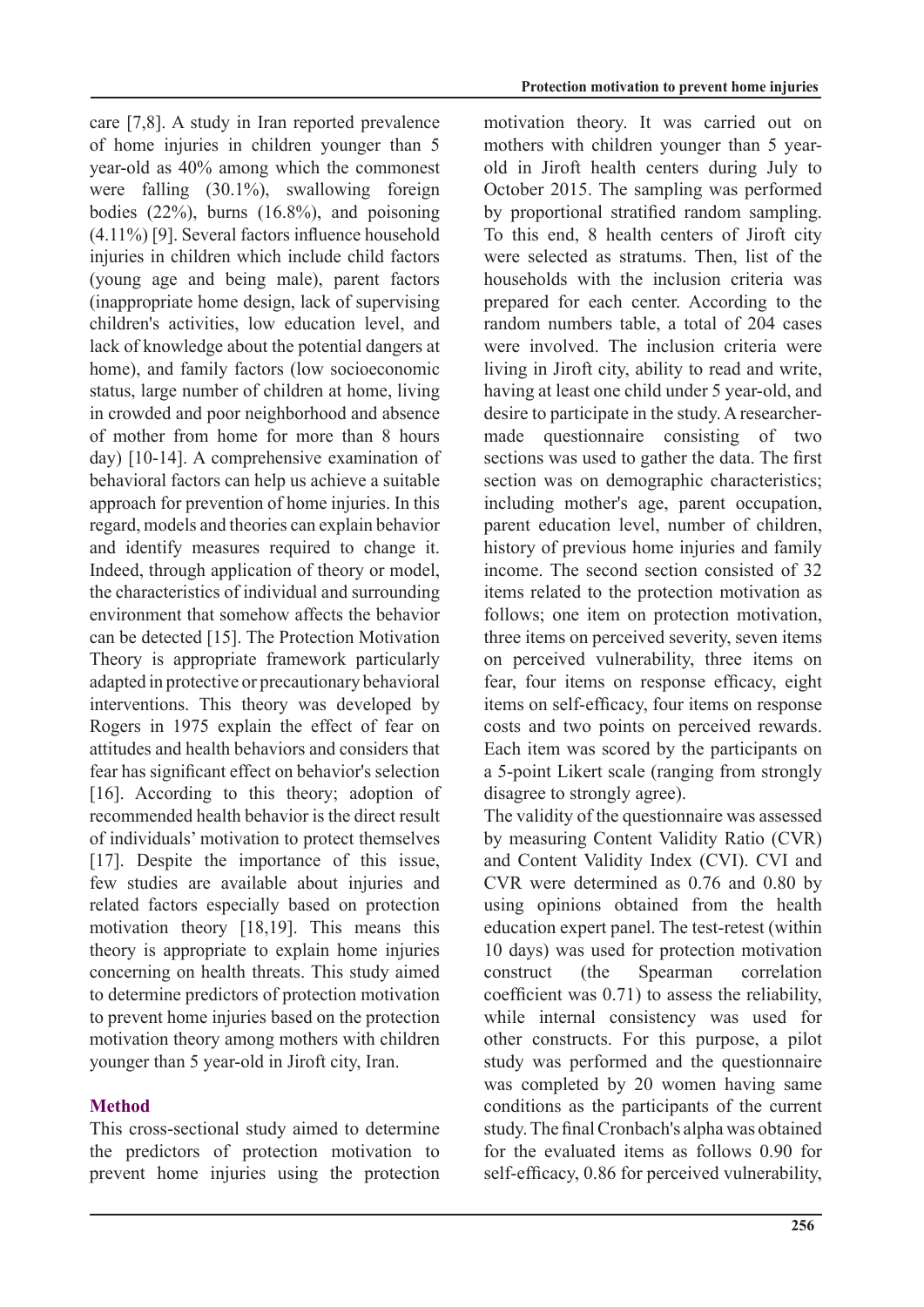care [7,8]. A study in Iran reported prevalence of home injuries in children younger than 5 year-old as 40% among which the commonest were falling (30.1%), swallowing foreign bodies (22%), burns (16.8%), and poisoning (4.11%) [9]. Several factors influence household injuries in children which include child factors (young age and being male), parent factors (inappropriate home design, lack of supervising children's activities, low education level, and lack of knowledge about the potential dangers at home), and family factors (low socioeconomic status, large number of children at home, living in crowded and poor neighborhood and absence of mother from home for more than 8 hours day) [10-14]. A comprehensive examination of behavioral factors can help us achieve a suitable approach for prevention of home injuries. In this regard, models and theories can explain behavior and identify measures required to change it. Indeed, through application of theory or model, the characteristics of individual and surrounding environment that somehow affects the behavior can be detected [15]. The Protection Motivation Theory is appropriate framework particularly adapted in protective or precautionary behavioral interventions. This theory was developed by Rogers in 1975 explain the effect of fear on attitudes and health behaviors and considers that fear has significant effect on behavior's selection [16]. According to this theory; adoption of recommended health behavior is the direct result of individuals' motivation to protect themselves [17]. Despite the importance of this issue, few studies are available about injuries and related factors especially based on protection motivation theory [18,19]. This means this theory is appropriate to explain home injuries concerning on health threats. This study aimed to determine predictors of protection motivation to prevent home injuries based on the protection motivation theory among mothers with children younger than 5 year-old in Jiroft city, Iran.

## Method

This cross-sectional study aimed to determine the predictors of protection motivation to prevent home injuries using the protection motivation theory. It was carried out on mothers with children younger than 5 year-old in Jiroft health centers during July to October 2015. The sampling was performed by proportional stratified random sampling. To this end, 8 health centers of Jiroft city were selected as stratums. Then, list of the households with the inclusion criteria was prepared for each center. According to the random numbers table, a total of 204 cases were involved. The inclusion criteria were living in Jiroft city, ability to read and write, having at least one child under 5 year-old, and desire to participate in the study. A researcher-made questionnaire consisting of two sections was used to gather the data. The first section was on demographic characteristics; including mother's age, parent occupation, parent education level, number of children, history of previous home injuries and family income. The second section consisted of 32 items related to the protection motivation as follows; one item on protection motivation, three items on perceived severity, seven items on perceived vulnerability, three items on fear, four items on response efficacy, eight items on self-efficacy, four items on response costs and two points on perceived rewards. Each item was scored by the participants on a 5-point Likert scale (ranging from strongly disagree to strongly agree).

The validity of the questionnaire was assessed by measuring Content Validity Ratio (CVR) and Content Validity Index (CVI). CVI and CVR were determined as 0.76 and 0.80 by using opinions obtained from the health education expert panel. The test-retest (within 10 days) was used for protection motivation construct (the Spearman correlation coefficient was 0.71) to assess the reliability, while internal consistency was used for other constructs. For this purpose, a pilot study was performed and the questionnaire was completed by 20 women having same conditions as the participants of the current study. The final Cronbach's alpha was obtained for the evaluated items as follows 0.90 for self-efficacy, 0.86 for perceived vulnerability,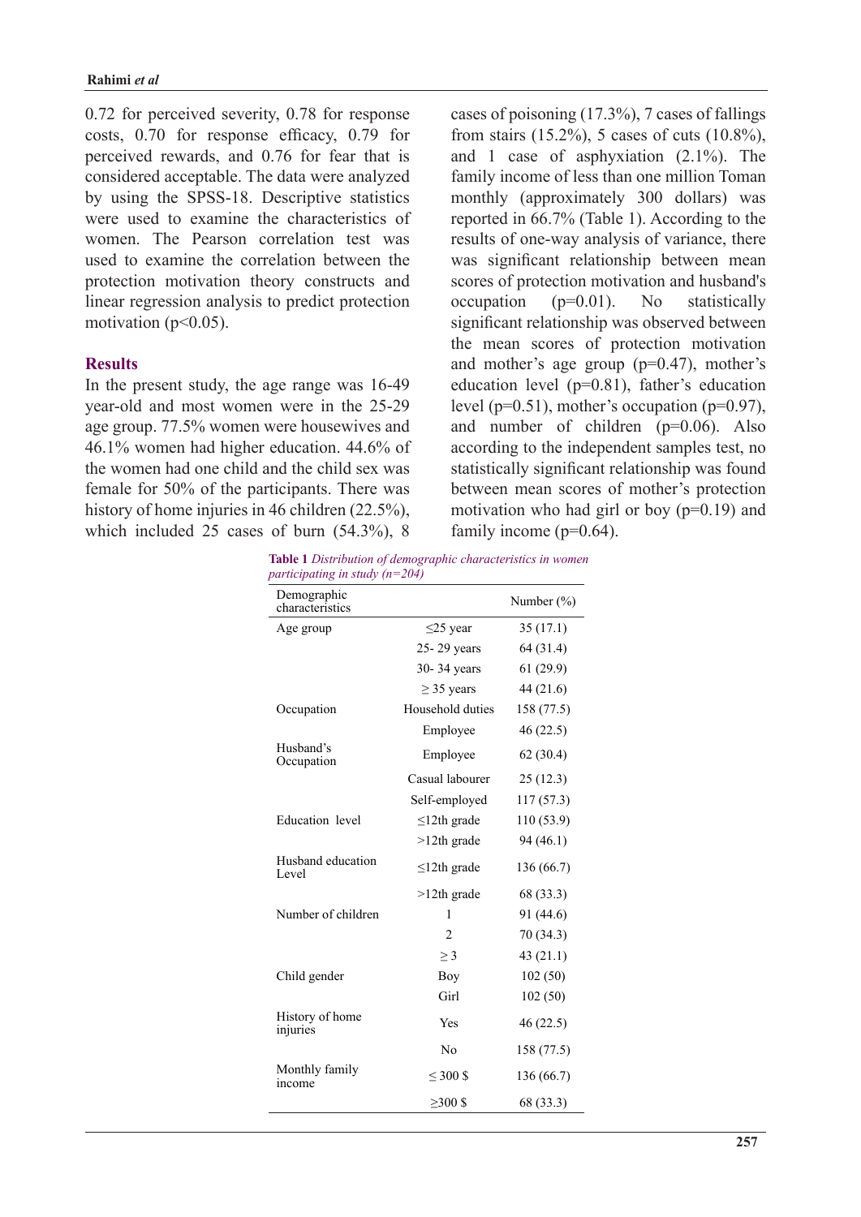0.72 for perceived severity, 0.78 for response costs, 0.70 for response efficacy, 0.79 for perceived rewards, and 0.76 for fear that is considered acceptable. The data were analyzed by using the SPSS-18. Descriptive statistics were used to examine the characteristics of women. The Pearson correlation test was used to examine the correlation between the protection motivation theory constructs and linear regression analysis to predict protection motivation ($p<0.05$).

## Results

In the present study, the age range was 16-49 year-old and most women were in the 25-29 age group. 77.5% women were housewives and 46.1% women had higher education. 44.6% of the women had one child and the child sex was female for 50% of the participants. There was history of home injuries in 46 children (22.5%), which included 25 cases of burn (54.3%), 8 cases of poisoning (17.3%), 7 cases of fallings from stairs (15.2%), 5 cases of cuts (10.8%), and 1 case of asphyxiation (2.1%). The family income of less than one million Toman monthly (approximately 300 dollars) was reported in 66.7% (Table 1). According to the results of one-way analysis of variance, there was significant relationship between mean scores of protection motivation and husband's occupation ($p=0.01$). No statistically significant relationship was observed between the mean scores of protection motivation and mother's age group ($p=0.47$), mother's education level ($p=0.81$), father's education level ($p=0.51$), mother's occupation ($p=0.97$), and number of children ($p=0.06$). Also according to the independent samples test, no statistically significant relationship was found between mean scores of mother's protection motivation who had girl or boy ($p=0.19$) and family income ($p=0.64$).

**Table 1** *Distribution of demographic characteristics in women participating in study (n=204)*

| Demographic characteristics | | Number (%) |
|---|---|---|
| Age group | ≤25 year | 35 (17.1) |
| | 25- 29 years | 64 (31.4) |
| | 30- 34 years | 61 (29.9) |
| | ≥ 35 years | 44 (21.6) |
| Occupation | Household duties | 158 (77.5) |
| | Employee | 46 (22.5) |
| Husband's Occupation | Employee | 62 (30.4) |
| | Casual labourer | 25 (12.3) |
| | Self-employed | 117 (57.3) |
| Education level | ≤12th grade | 110 (53.9) |
| | >12th grade | 94 (46.1) |
| Husband education Level | ≤12th grade | 136 (66.7) |
| | >12th grade | 68 (33.3) |
| Number of children | 1 | 91 (44.6) |
| | 2 | 70 (34.3) |
| | ≥ 3 | 43 (21.1) |
| Child gender | Boy | 102 (50) |
| | Girl | 102 (50) |
| History of home injuries | Yes | 46 (22.5) |
| | No | 158 (77.5) |
| Monthly family income | ≤ 300 $ | 136 (66.7) |
| | ≥300 $ | 68 (33.3) |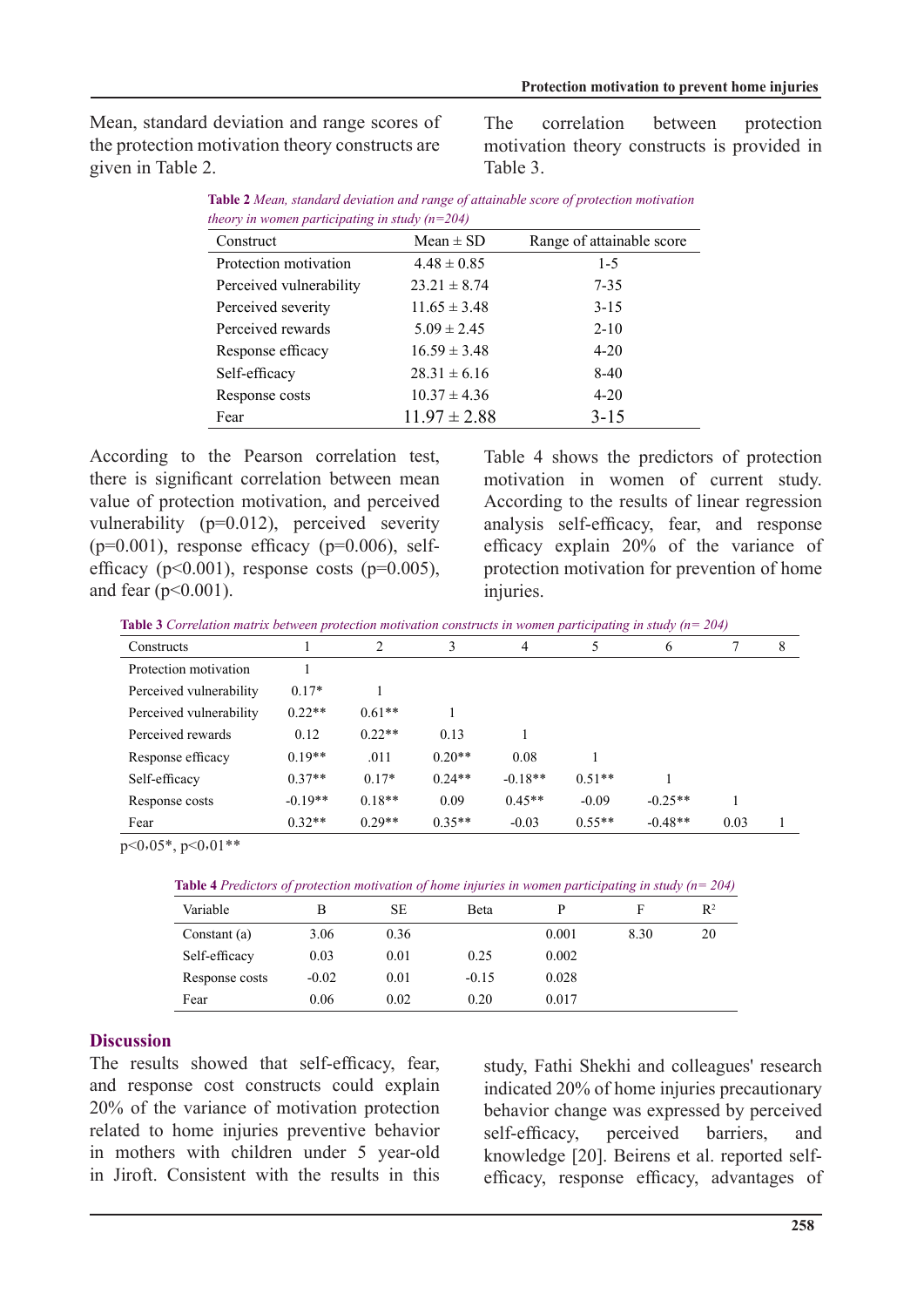Mean, standard deviation and range scores of the protection motivation theory constructs are given in Table 2.

The correlation between protection motivation theory constructs is provided in Table 3.

**Table 2** *Mean, standard deviation and range of attainable score of protection motivation theory in women participating in study (n=204)*

| Construct | Mean ± SD | Range of attainable score |
|---|---|---|
| Protection motivation | 4.48 ± 0.85 | 1-5 |
| Perceived vulnerability | 23.21 ± 8.74 | 7-35 |
| Perceived severity | 11.65 ± 3.48 | 3-15 |
| Perceived rewards | 5.09 ± 2.45 | 2-10 |
| Response efficacy | 16.59 ± 3.48 | 4-20 |
| Self-efficacy | 28.31 ± 6.16 | 8-40 |
| Response costs | 10.37 ± 4.36 | 4-20 |
| Fear | 11.97 ± 2.88 | 3-15 |

According to the Pearson correlation test, there is significant correlation between mean value of protection motivation, and perceived vulnerability (p=0.012), perceived severity (p=0.001), response efficacy (p=0.006), self-efficacy (p<0.001), response costs (p=0.005), and fear (p<0.001).

Table 4 shows the predictors of protection motivation in women of current study. According to the results of linear regression analysis self-efficacy, fear, and response efficacy explain 20% of the variance of protection motivation for prevention of home injuries.

**Table 3** *Correlation matrix between protection motivation constructs in women participating in study (n= 204)*

| Constructs | 1 | 2 | 3 | 4 | 5 | 6 | 7 | 8 |
|---|---|---|---|---|---|---|---|---|
| Protection motivation | 1 | | | | | | | |
| Perceived vulnerability | 0.17* | 1 | | | | | | |
| Perceived vulnerability | 0.22** | 0.61** | 1 | | | | | |
| Perceived rewards | 0.12 | 0.22** | 0.13 | 1 | | | | |
| Response efficacy | 0.19** | .011 | 0.20** | 0.08 | 1 | | | |
| Self-efficacy | 0.37** | 0.17* | 0.24** | -0.18** | 0.51** | 1 | | |
| Response costs | -0.19** | 0.18** | 0.09 | 0.45** | -0.09 | -0.25** | 1 | |
| Fear | 0.32** | 0.29** | 0.35** | -0.03 | 0.55** | -0.48** | 0.03 | 1 |

p<0،05*, p<0،01**

**Table 4** *Predictors of protection motivation of home injuries in women participating in study (n= 204)*

| Variable | B | SE | Beta | P | F | $R^2$ |
|---|---|---|---|---|---|---|
| Constant (a) | 3.06 | 0.36 | | 0.001 | 8.30 | 20 |
| Self-efficacy | 0.03 | 0.01 | 0.25 | 0.002 | | |
| Response costs | -0.02 | 0.01 | -0.15 | 0.028 | | |
| Fear | 0.06 | 0.02 | 0.20 | 0.017 | | |

## Discussion

The results showed that self-efficacy, fear, and response cost constructs could explain 20% of the variance of motivation protection related to home injuries preventive behavior in mothers with children under 5 year-old in Jiroft. Consistent with the results in this study, Fathi Shekhi and colleagues' research indicated 20% of home injuries precautionary behavior change was expressed by perceived self-efficacy, perceived barriers, and knowledge [20]. Beirens et al. reported self-efficacy, response efficacy, advantages of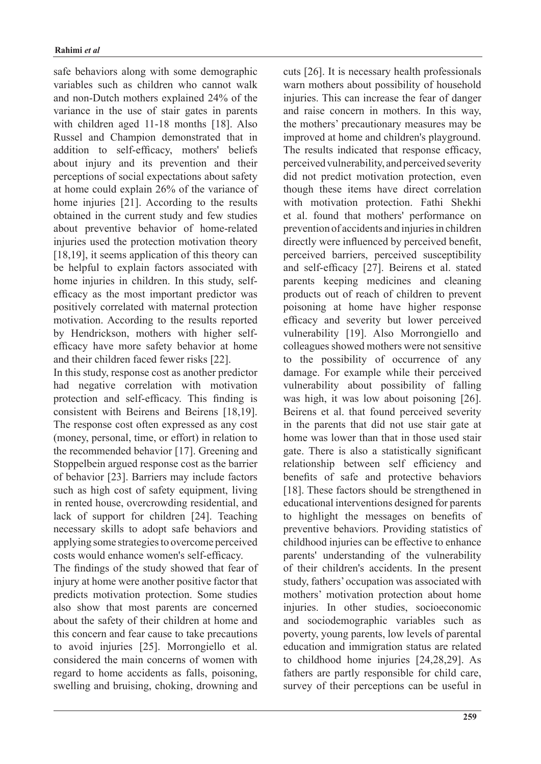safe behaviors along with some demographic variables such as children who cannot walk and non-Dutch mothers explained 24% of the variance in the use of stair gates in parents with children aged 11-18 months [18]. Also Russel and Champion demonstrated that in addition to self-efficacy, mothers' beliefs about injury and its prevention and their perceptions of social expectations about safety at home could explain 26% of the variance of home injuries [21]. According to the results obtained in the current study and few studies about preventive behavior of home-related injuries used the protection motivation theory [18,19], it seems application of this theory can be helpful to explain factors associated with home injuries in children. In this study, self-efficacy as the most important predictor was positively correlated with maternal protection motivation. According to the results reported by Hendrickson, mothers with higher self-efficacy have more safety behavior at home and their children faced fewer risks [22].

In this study, response cost as another predictor had negative correlation with motivation protection and self-efficacy. This finding is consistent with Beirens and Beirens [18,19]. The response cost often expressed as any cost (money, personal, time, or effort) in relation to the recommended behavior [17]. Greening and Stoppelbein argued response cost as the barrier of behavior [23]. Barriers may include factors such as high cost of safety equipment, living in rented house, overcrowding residential, and lack of support for children [24]. Teaching necessary skills to adopt safe behaviors and applying some strategies to overcome perceived costs would enhance women's self-efficacy.

The findings of the study showed that fear of injury at home were another positive factor that predicts motivation protection. Some studies also show that most parents are concerned about the safety of their children at home and this concern and fear cause to take precautions to avoid injuries [25]. Morrongiello et al. considered the main concerns of women with regard to home accidents as falls, poisoning, swelling and bruising, choking, drowning and cuts [26]. It is necessary health professionals warn mothers about possibility of household injuries. This can increase the fear of danger and raise concern in mothers. In this way, the mothers' precautionary measures may be improved at home and children's playground. The results indicated that response efficacy, perceived vulnerability, and perceived severity did not predict motivation protection, even though these items have direct correlation with motivation protection. Fathi Shekhi et al. found that mothers' performance on prevention of accidents and injuries in children directly were influenced by perceived benefit, perceived barriers, perceived susceptibility and self-efficacy [27]. Beirens et al. stated parents keeping medicines and cleaning products out of reach of children to prevent poisoning at home have higher response efficacy and severity but lower perceived vulnerability [19]. Also Morrongiello and colleagues showed mothers were not sensitive to the possibility of occurrence of any damage. For example while their perceived vulnerability about possibility of falling was high, it was low about poisoning [26]. Beirens et al. that found perceived severity in the parents that did not use stair gate at home was lower than that in those used stair gate. There is also a statistically significant relationship between self efficiency and benefits of safe and protective behaviors [18]. These factors should be strengthened in educational interventions designed for parents to highlight the messages on benefits of preventive behaviors. Providing statistics of childhood injuries can be effective to enhance parents' understanding of the vulnerability of their children's accidents. In the present study, fathers' occupation was associated with mothers' motivation protection about home injuries. In other studies, socioeconomic and sociodemographic variables such as poverty, young parents, low levels of parental education and immigration status are related to childhood home injuries [24,28,29]. As fathers are partly responsible for child care, survey of their perceptions can be useful in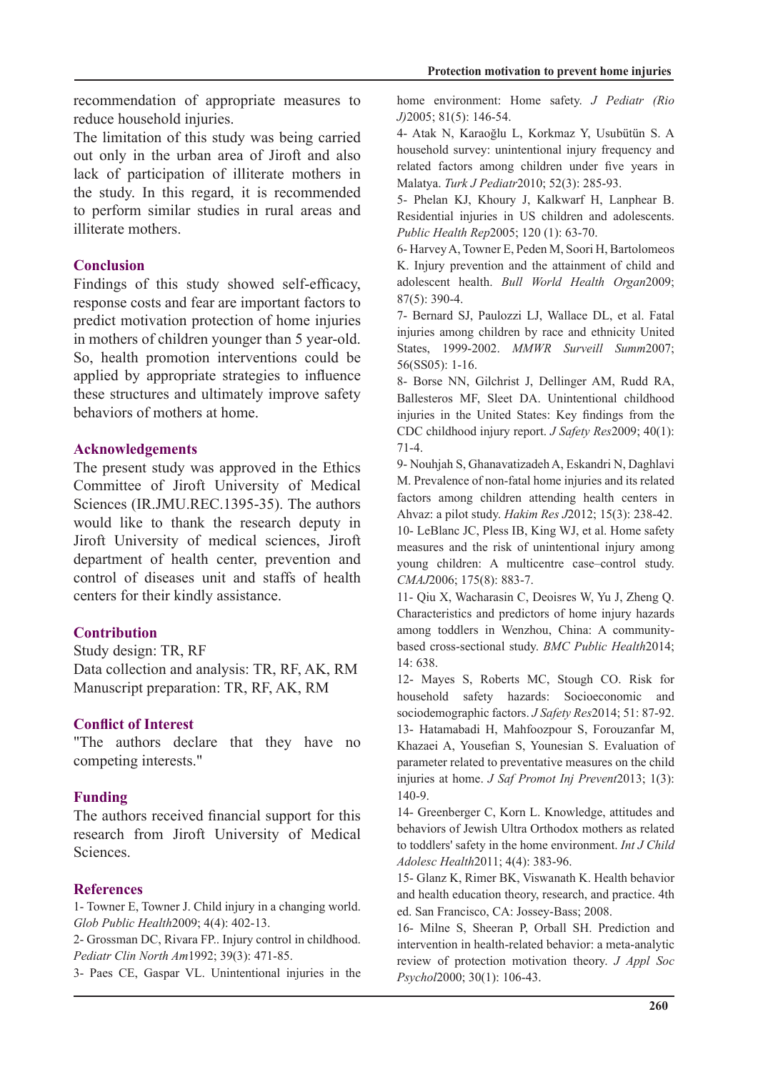recommendation of appropriate measures to reduce household injuries.

The limitation of this study was being carried out only in the urban area of Jiroft and also lack of participation of illiterate mothers in the study. In this regard, it is recommended to perform similar studies in rural areas and illiterate mothers.

## Conclusion

Findings of this study showed self-efficacy, response costs and fear are important factors to predict motivation protection of home injuries in mothers of children younger than 5 year-old. So, health promotion interventions could be applied by appropriate strategies to influence these structures and ultimately improve safety behaviors of mothers at home.

## Acknowledgements

The present study was approved in the Ethics Committee of Jiroft University of Medical Sciences (IR.JMU.REC.1395-35). The authors would like to thank the research deputy in Jiroft University of medical sciences, Jiroft department of health center, prevention and control of diseases unit and staffs of health centers for their kindly assistance.

## Contribution

Study design: TR, RF

Data collection and analysis: TR, RF, AK, RM

Manuscript preparation: TR, RF, AK, RM

## Conflict of Interest

"The authors declare that they have no competing interests."

## Funding

The authors received financial support for this research from Jiroft University of Medical Sciences.

## References

1- Towner E, Towner J. Child injury in a changing world. *Glob Public Health*2009; 4(4): 402-13.

2- Grossman DC, Rivara FP.. Injury control in childhood. *Pediatr Clin North Am*1992; 39(3): 471-85.

3- Paes CE, Gaspar VL. Unintentional injuries in the home environment: Home safety. *J Pediatr (Rio J)*2005; 81(5): 146-54.

4- Atak N, Karaoğlu L, Korkmaz Y, Usubütün S. A household survey: unintentional injury frequency and related factors among children under five years in Malatya. *Turk J Pediatr*2010; 52(3): 285-93.

5- Phelan KJ, Khoury J, Kalkwarf H, Lanphear B. Residential injuries in US children and adolescents. *Public Health Rep*2005; 120 (1): 63-70.

6- Harvey A, Towner E, Peden M, Soori H, Bartolomeos K. Injury prevention and the attainment of child and adolescent health. *Bull World Health Organ*2009; 87(5): 390-4.

7- Bernard SJ, Paulozzi LJ, Wallace DL, et al. Fatal injuries among children by race and ethnicity United States, 1999-2002. *MMWR Surveill Summ*2007; 56(SS05): 1-16.

8- Borse NN, Gilchrist J, Dellinger AM, Rudd RA, Ballesteros MF, Sleet DA. Unintentional childhood injuries in the United States: Key findings from the CDC childhood injury report. *J Safety Res*2009; 40(1): 71-4.

9- Nouhjah S, Ghanavatizadeh A, Eskandri N, Daghlavi M. Prevalence of non-fatal home injuries and its related factors among children attending health centers in Ahvaz: a pilot study. *Hakim Res J*2012; 15(3): 238-42.

10- LeBlanc JC, Pless IB, King WJ, et al. Home safety measures and the risk of unintentional injury among young children: A multicentre case–control study. *CMAJ*2006; 175(8): 883-7.

11- Qiu X, Wacharasin C, Deoisres W, Yu J, Zheng Q. Characteristics and predictors of home injury hazards among toddlers in Wenzhou, China: A community-based cross-sectional study. *BMC Public Health*2014; 14: 638.

12- Mayes S, Roberts MC, Stough CO. Risk for household safety hazards: Socioeconomic and sociodemographic factors. *J Safety Res*2014; 51: 87-92.

13- Hatamabadi H, Mahfoozpour S, Forouzanfar M, Khazaei A, Yousefian S, Younesian S. Evaluation of parameter related to preventative measures on the child injuries at home. *J Saf Promot Inj Prevent*2013; 1(3): 140-9.

14- Greenberger C, Korn L. Knowledge, attitudes and behaviors of Jewish Ultra Orthodox mothers as related to toddlers' safety in the home environment. *Int J Child Adolesc Health*2011; 4(4): 383-96.

15- Glanz K, Rimer BK, Viswanath K. Health behavior and health education theory, research, and practice. 4th ed. San Francisco, CA: Jossey-Bass; 2008.

16- Milne S, Sheeran P, Orball SH. Prediction and intervention in health-related behavior: a meta-analytic review of protection motivation theory. *J Appl Soc Psychol*2000; 30(1): 106-43.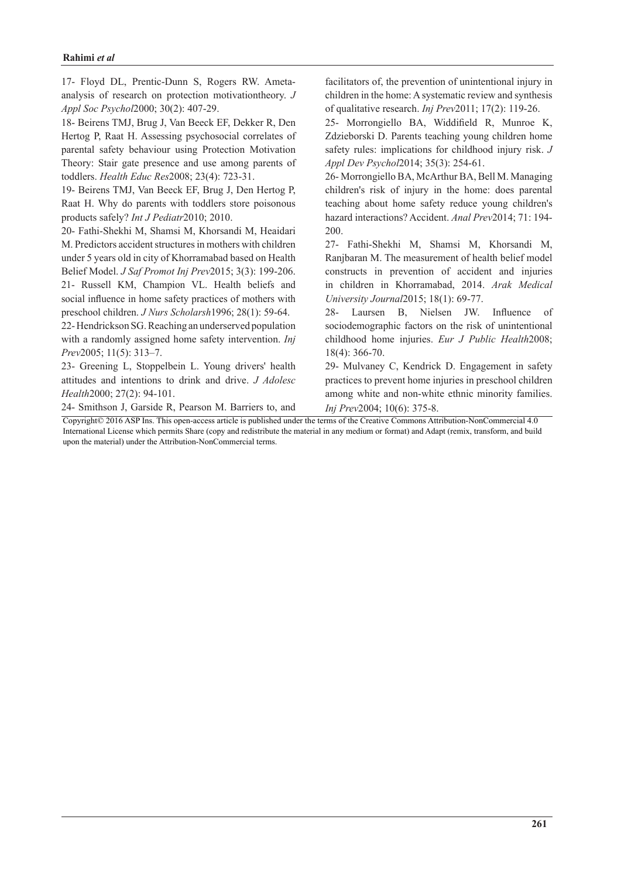17- Floyd DL, Prentic-Dunn S, Rogers RW. Ametaanalysis of research on protection motivationtheory. *J Appl Soc Psychol*2000; 30(2): 407-29.

18- Beirens TMJ, Brug J, Van Beeck EF, Dekker R, Den Hertog P, Raat H. Assessing psychosocial correlates of parental safety behaviour using Protection Motivation Theory: Stair gate presence and use among parents of toddlers. *Health Educ Res*2008; 23(4): 723-31.

19- Beirens TMJ, Van Beeck EF, Brug J, Den Hertog P, Raat H. Why do parents with toddlers store poisonous products safely? *Int J Pediatr*2010; 2010.

20- Fathi-Shekhi M, Shamsi M, Khorsandi M, Heaidari M. Predictors accident structures in mothers with children under 5 years old in city of Khorramabad based on Health Belief Model. *J Saf Promot Inj Prev*2015; 3(3): 199-206.

21- Russell KM, Champion VL. Health beliefs and social influence in home safety practices of mothers with preschool children. *J Nurs Scholarsh*1996; 28(1): 59-64.

22- Hendrickson SG. Reaching an underserved population with a randomly assigned home safety intervention. *Inj Prev*2005; 11(5): 313–7.

23- Greening L, Stoppelbein L. Young drivers' health attitudes and intentions to drink and drive. *J Adolesc Health*2000; 27(2): 94-101.

24- Smithson J, Garside R, Pearson M. Barriers to, and facilitators of, the prevention of unintentional injury in children in the home: A systematic review and synthesis of qualitative research. *Inj Prev*2011; 17(2): 119-26.

25- Morrongiello BA, Widdifield R, Munroe K, Zdzieborski D. Parents teaching young children home safety rules: implications for childhood injury risk. *J Appl Dev Psychol*2014; 35(3): 254-61.

26- Morrongiello BA, McArthur BA, Bell M. Managing children's risk of injury in the home: does parental teaching about home safety reduce young children's hazard interactions? Accident. *Anal Prev*2014; 71: 194-200.

27- Fathi-Shekhi M, Shamsi M, Khorsandi M, Ranjbaran M. The measurement of health belief model constructs in prevention of accident and injuries in children in Khorramabad, 2014. *Arak Medical University Journal*2015; 18(1): 69-77.

28- Laursen B, Nielsen JW. Influence of sociodemographic factors on the risk of unintentional childhood home injuries. *Eur J Public Health*2008; 18(4): 366-70.

29- Mulvaney C, Kendrick D. Engagement in safety practices to prevent home injuries in preschool children among white and non-white ethnic minority families. *Inj Prev*2004; 10(6): 375-8.

Copyright© 2016 ASP Ins. This open-access article is published under the terms of the Creative Commons Attribution-NonCommercial 4.0 International License which permits Share (copy and redistribute the material in any medium or format) and Adapt (remix, transform, and build upon the material) under the Attribution-NonCommercial terms.